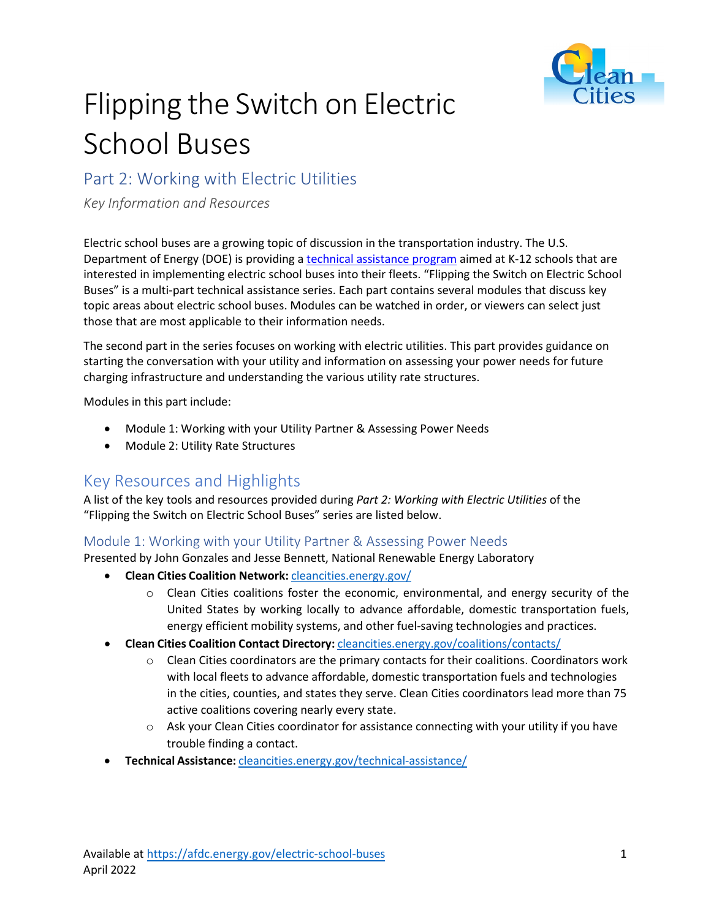# Flipping the Switch on Electric School Buses

## Part 2: Working with Electric Utilities

*Key Information and Resources*

Electric school buses are a growing topic of discussion in the transportation industry. The U.S. Department of Energy (DOE) is providing a technical assistance program aimed at K-12 schools that are interested in implementing electric school buses into their fleets. "Flipping the Switch on Electric School Buses" is a multi-part technical assistance series. Each part contains several modules that discuss key topic areas about electric school buses. Modules can be watched in order, or viewers can select just those that are most applicable to their information needs.

The second part in the series focuses on working with electric utilities. This part provides guidance on starting the conversation with your utility and information on assessing your power needs for future charging infrastructure and understanding the various utility rate structures.

Modules in this part include:

- Module 1: Working with your Utility Partner & Assessing Power Needs
- Module 2: Utility Rate Structures

## Key Resources and Highlights

A list of the key tools and resources provided during *Part 2: Working with Electric Utilities* of the "Flipping the Switch on Electric School Buses" series are listed below.

### Module 1: Working with your Utility Partner & Assessing Power Needs

Presented by John Gonzales and Jesse Bennett, National Renewable Energy Laboratory

- **Clean Cities Coalition Network:** cleancities.energy.gov/
  - Clean Cities coalitions foster the economic, environmental, and energy security of the United States by working locally to advance affordable, domestic transportation fuels, energy efficient mobility systems, and other fuel-saving technologies and practices.
- **Clean Cities Coalition Contact Directory:** cleancities.energy.gov/coalitions/contacts/
  - Clean Cities coordinators are the primary contacts for their coalitions. Coordinators work with local fleets to advance affordable, domestic transportation fuels and technologies in the cities, counties, and states they serve. Clean Cities coordinators lead more than 75 active coalitions covering nearly every state.
  - Ask your Clean Cities coordinator for assistance connecting with your utility if you have trouble finding a contact.
- **Technical Assistance:** cleancities.energy.gov/technical-assistance/

Available at https://afdc.energy.gov/electric-school-buses
April 2022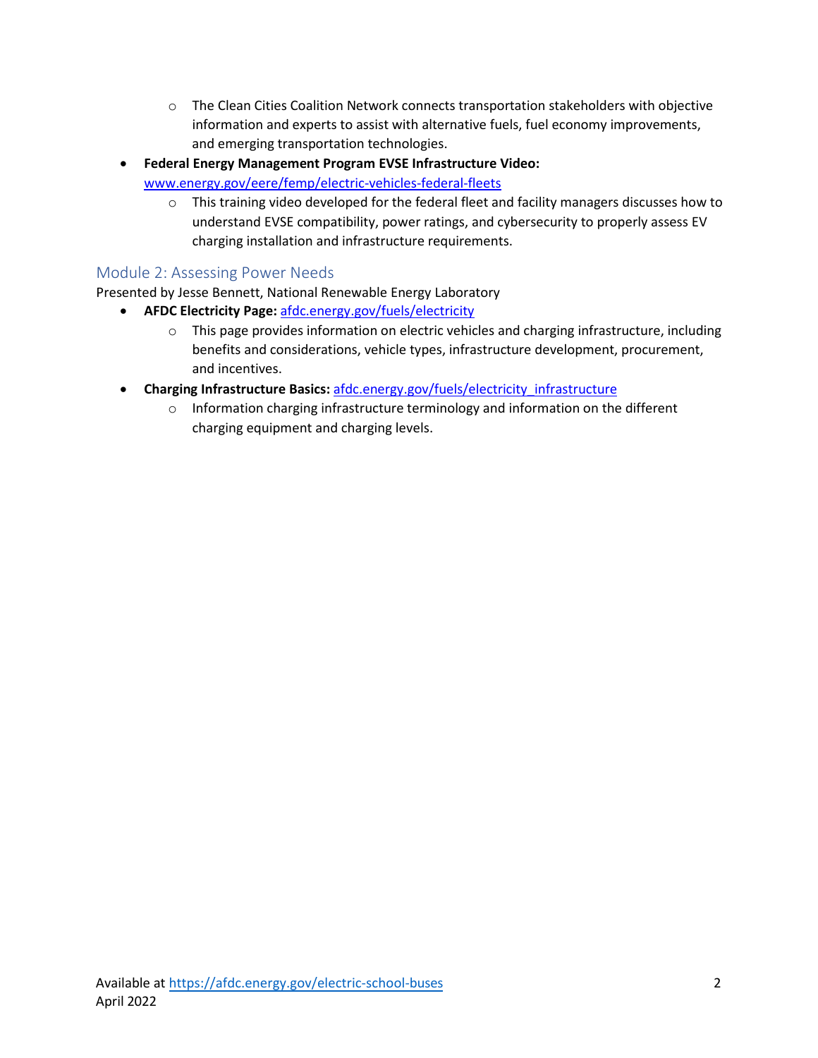- The Clean Cities Coalition Network connects transportation stakeholders with objective information and experts to assist with alternative fuels, fuel economy improvements, and emerging transportation technologies.
- **Federal Energy Management Program EVSE Infrastructure Video:** [www.energy.gov/eere/femp/electric-vehicles-federal-fleets](www.energy.gov/eere/femp/electric-vehicles-federal-fleets)
    - This training video developed for the federal fleet and facility managers discusses how to understand EVSE compatibility, power ratings, and cybersecurity to properly assess EV charging installation and infrastructure requirements.

## Module 2: Assessing Power Needs

Presented by Jesse Bennett, National Renewable Energy Laboratory

- **AFDC Electricity Page:** [afdc.energy.gov/fuels/electricity](afdc.energy.gov/fuels/electricity)
    - This page provides information on electric vehicles and charging infrastructure, including benefits and considerations, vehicle types, infrastructure development, procurement, and incentives.
- **Charging Infrastructure Basics:** [afdc.energy.gov/fuels/electricity_infrastructure](afdc.energy.gov/fuels/electricity_infrastructure)
    - Information charging infrastructure terminology and information on the different charging equipment and charging levels.

Available at https://afdc.energy.gov/electric-school-buses
April 2022